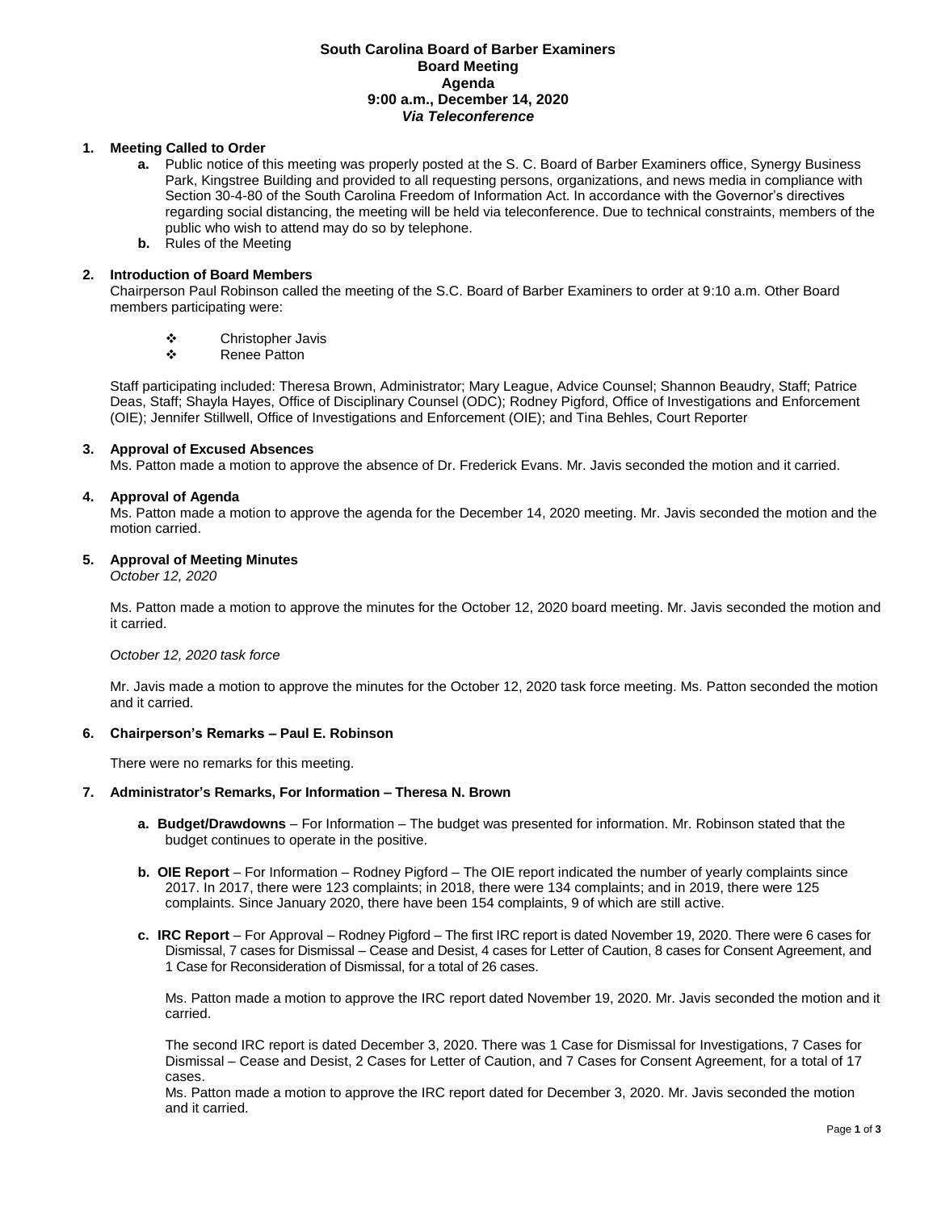**South Carolina Board of Barber Examiners**
**Board Meeting**
**Agenda**
**9:00 a.m., December 14, 2020**
***Via Teleconference***

**1. Meeting Called to Order**

- **a.** Public notice of this meeting was properly posted at the S. C. Board of Barber Examiners office, Synergy Business Park, Kingstree Building and provided to all requesting persons, organizations, and news media in compliance with Section 30-4-80 of the South Carolina Freedom of Information Act. In accordance with the Governor's directives regarding social distancing, the meeting will be held via teleconference. Due to technical constraints, members of the public who wish to attend may do so by telephone.
- **b.** Rules of the Meeting

**2. Introduction of Board Members**

Chairperson Paul Robinson called the meeting of the S.C. Board of Barber Examiners to order at 9:10 a.m. Other Board members participating were:

- Christopher Javis
- Renee Patton

Staff participating included: Theresa Brown, Administrator; Mary League, Advice Counsel; Shannon Beaudry, Staff; Patrice Deas, Staff; Shayla Hayes, Office of Disciplinary Counsel (ODC); Rodney Pigford, Office of Investigations and Enforcement (OIE); Jennifer Stillwell, Office of Investigations and Enforcement (OIE); and Tina Behles, Court Reporter

**3. Approval of Excused Absences**

Ms. Patton made a motion to approve the absence of Dr. Frederick Evans. Mr. Javis seconded the motion and it carried.

**4. Approval of Agenda**

Ms. Patton made a motion to approve the agenda for the December 14, 2020 meeting. Mr. Javis seconded the motion and the motion carried.

**5. Approval of Meeting Minutes**

*October 12, 2020*

Ms. Patton made a motion to approve the minutes for the October 12, 2020 board meeting. Mr. Javis seconded the motion and it carried.

*October 12, 2020 task force*

Mr. Javis made a motion to approve the minutes for the October 12, 2020 task force meeting. Ms. Patton seconded the motion and it carried.

**6. Chairperson's Remarks – Paul E. Robinson**

There were no remarks for this meeting.

**7. Administrator's Remarks, For Information – Theresa N. Brown**

- **a. Budget/Drawdowns** – For Information – The budget was presented for information. Mr. Robinson stated that the budget continues to operate in the positive.
- **b. OIE Report** – For Information – Rodney Pigford – The OIE report indicated the number of yearly complaints since 2017. In 2017, there were 123 complaints; in 2018, there were 134 complaints; and in 2019, there were 125 complaints. Since January 2020, there have been 154 complaints, 9 of which are still active.
- **c. IRC Report** – For Approval – Rodney Pigford – The first IRC report is dated November 19, 2020. There were 6 cases for Dismissal, 7 cases for Dismissal – Cease and Desist, 4 cases for Letter of Caution, 8 cases for Consent Agreement, and 1 Case for Reconsideration of Dismissal, for a total of 26 cases.

  Ms. Patton made a motion to approve the IRC report dated November 19, 2020. Mr. Javis seconded the motion and it carried.

  The second IRC report is dated December 3, 2020. There was 1 Case for Dismissal for Investigations, 7 Cases for Dismissal – Cease and Desist, 2 Cases for Letter of Caution, and 7 Cases for Consent Agreement, for a total of 17 cases.
  Ms. Patton made a motion to approve the IRC report dated for December 3, 2020. Mr. Javis seconded the motion and it carried.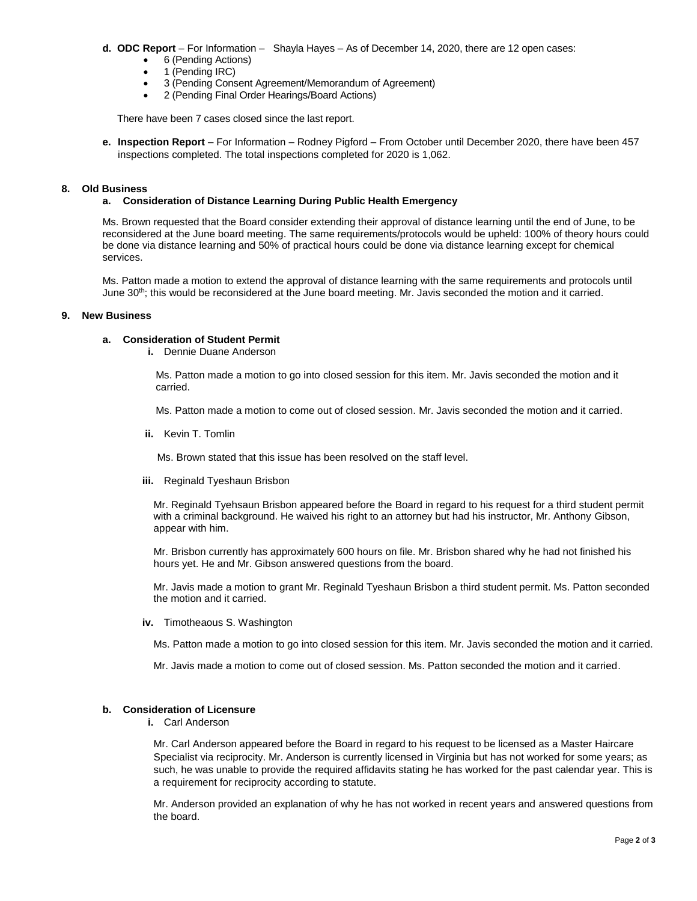**d. ODC Report** – For Information – Shayla Hayes – As of December 14, 2020, there are 12 open cases:

- 6 (Pending Actions)
- 1 (Pending IRC)
- 3 (Pending Consent Agreement/Memorandum of Agreement)
- 2 (Pending Final Order Hearings/Board Actions)

There have been 7 cases closed since the last report.

**e. Inspection Report** – For Information – Rodney Pigford – From October until December 2020, there have been 457 inspections completed. The total inspections completed for 2020 is 1,062.

## 8. Old Business

### a. Consideration of Distance Learning During Public Health Emergency

Ms. Brown requested that the Board consider extending their approval of distance learning until the end of June, to be reconsidered at the June board meeting. The same requirements/protocols would be upheld: 100% of theory hours could be done via distance learning and 50% of practical hours could be done via distance learning except for chemical services.

Ms. Patton made a motion to extend the approval of distance learning with the same requirements and protocols until June 30th; this would be reconsidered at the June board meeting. Mr. Javis seconded the motion and it carried.

## 9. New Business

### a. Consideration of Student Permit

**i.** Dennie Duane Anderson

Ms. Patton made a motion to go into closed session for this item. Mr. Javis seconded the motion and it carried.

Ms. Patton made a motion to come out of closed session. Mr. Javis seconded the motion and it carried.

**ii.** Kevin T. Tomlin

Ms. Brown stated that this issue has been resolved on the staff level.

**iii.** Reginald Tyeshaun Brisbon

Mr. Reginald Tyehsaun Brisbon appeared before the Board in regard to his request for a third student permit with a criminal background. He waived his right to an attorney but had his instructor, Mr. Anthony Gibson, appear with him.

Mr. Brisbon currently has approximately 600 hours on file. Mr. Brisbon shared why he had not finished his hours yet. He and Mr. Gibson answered questions from the board.

Mr. Javis made a motion to grant Mr. Reginald Tyeshaun Brisbon a third student permit. Ms. Patton seconded the motion and it carried.

**iv.** Timotheaous S. Washington

Ms. Patton made a motion to go into closed session for this item. Mr. Javis seconded the motion and it carried.

Mr. Javis made a motion to come out of closed session. Ms. Patton seconded the motion and it carried.

### b. Consideration of Licensure

**i.** Carl Anderson

Mr. Carl Anderson appeared before the Board in regard to his request to be licensed as a Master Haircare Specialist via reciprocity. Mr. Anderson is currently licensed in Virginia but has not worked for some years; as such, he was unable to provide the required affidavits stating he has worked for the past calendar year. This is a requirement for reciprocity according to statute.

Mr. Anderson provided an explanation of why he has not worked in recent years and answered questions from the board.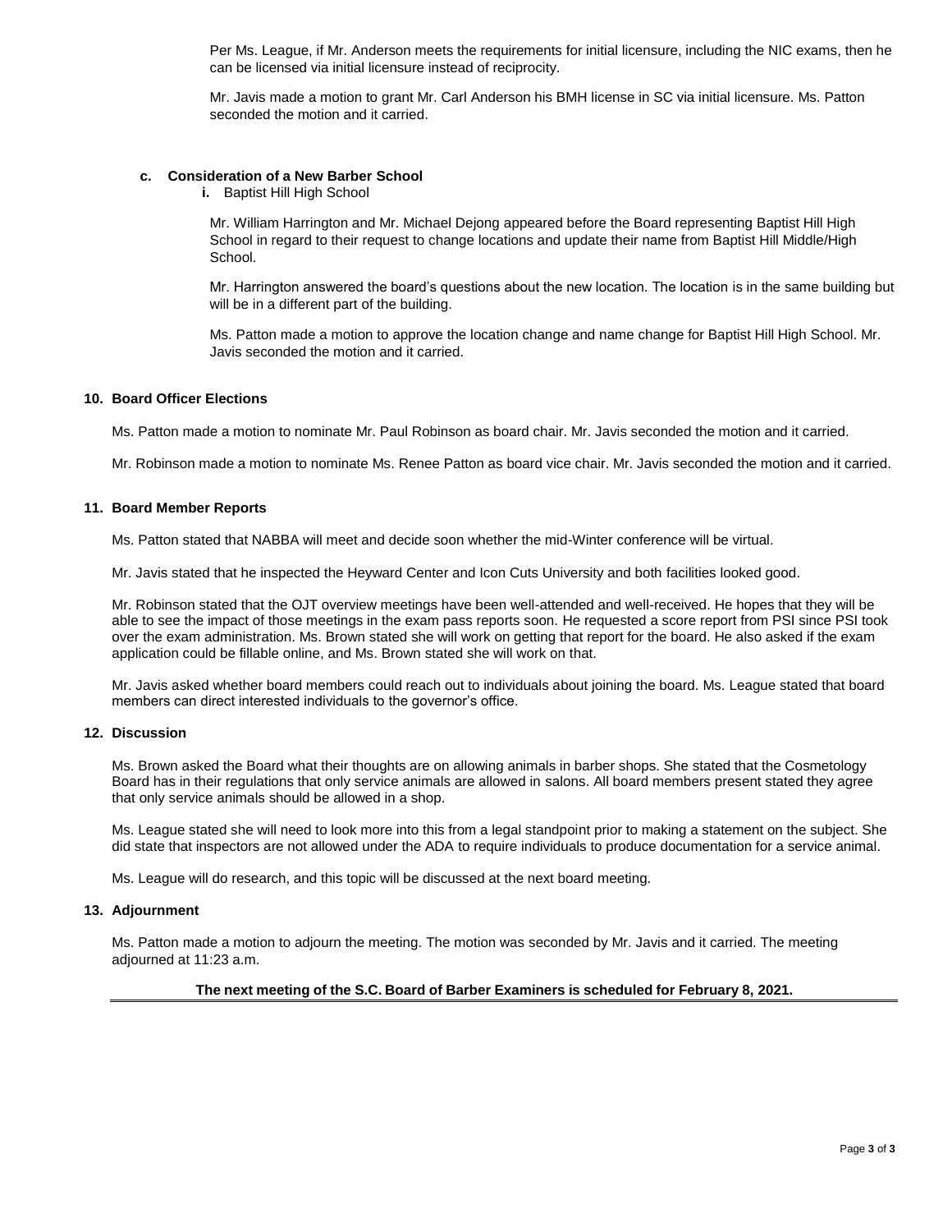Per Ms. League, if Mr. Anderson meets the requirements for initial licensure, including the NIC exams, then he can be licensed via initial licensure instead of reciprocity.

Mr. Javis made a motion to grant Mr. Carl Anderson his BMH license in SC via initial licensure. Ms. Patton seconded the motion and it carried.

**c. Consideration of a New Barber School**

**i.** Baptist Hill High School

Mr. William Harrington and Mr. Michael Dejong appeared before the Board representing Baptist Hill High School in regard to their request to change locations and update their name from Baptist Hill Middle/High School.

Mr. Harrington answered the board's questions about the new location. The location is in the same building but will be in a different part of the building.

Ms. Patton made a motion to approve the location change and name change for Baptist Hill High School. Mr. Javis seconded the motion and it carried.

**10. Board Officer Elections**

Ms. Patton made a motion to nominate Mr. Paul Robinson as board chair. Mr. Javis seconded the motion and it carried.

Mr. Robinson made a motion to nominate Ms. Renee Patton as board vice chair. Mr. Javis seconded the motion and it carried.

**11. Board Member Reports**

Ms. Patton stated that NABBA will meet and decide soon whether the mid-Winter conference will be virtual.

Mr. Javis stated that he inspected the Heyward Center and Icon Cuts University and both facilities looked good.

Mr. Robinson stated that the OJT overview meetings have been well-attended and well-received. He hopes that they will be able to see the impact of those meetings in the exam pass reports soon. He requested a score report from PSI since PSI took over the exam administration. Ms. Brown stated she will work on getting that report for the board. He also asked if the exam application could be fillable online, and Ms. Brown stated she will work on that.

Mr. Javis asked whether board members could reach out to individuals about joining the board. Ms. League stated that board members can direct interested individuals to the governor's office.

**12. Discussion**

Ms. Brown asked the Board what their thoughts are on allowing animals in barber shops. She stated that the Cosmetology Board has in their regulations that only service animals are allowed in salons. All board members present stated they agree that only service animals should be allowed in a shop.

Ms. League stated she will need to look more into this from a legal standpoint prior to making a statement on the subject. She did state that inspectors are not allowed under the ADA to require individuals to produce documentation for a service animal.

Ms. League will do research, and this topic will be discussed at the next board meeting.

**13. Adjournment**

Ms. Patton made a motion to adjourn the meeting. The motion was seconded by Mr. Javis and it carried. The meeting adjourned at 11:23 a.m.

**The next meeting of the S.C. Board of Barber Examiners is scheduled for February 8, 2021.**